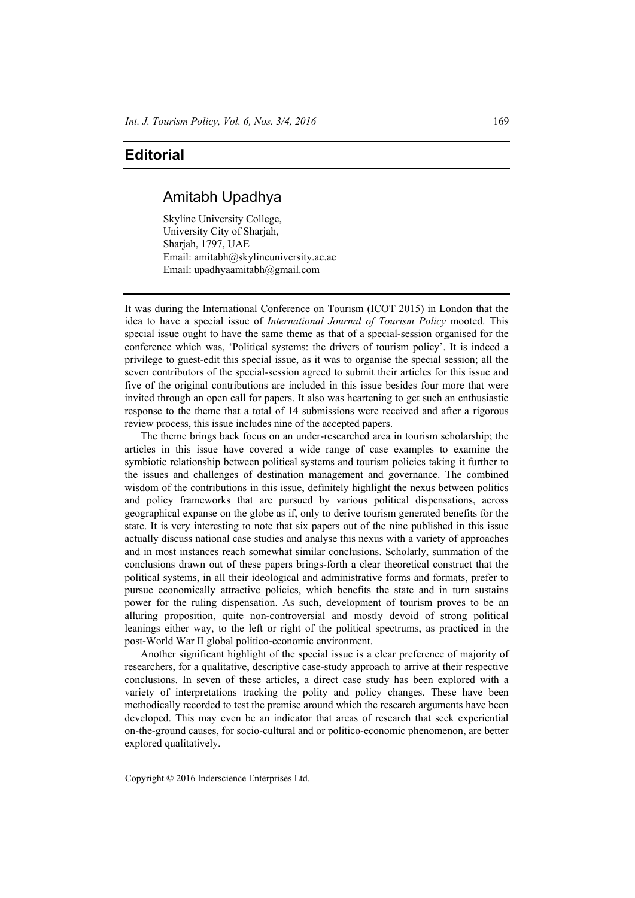# Editorial

## Amitabh Upadhya

Skyline University College,
University City of Sharjah,
Sharjah, 1797, UAE
Email: amitabh@skylineuniversity.ac.ae
Email: upadhyaamitabh@gmail.com

It was during the International Conference on Tourism (ICOT 2015) in London that the idea to have a special issue of *International Journal of Tourism Policy* mooted. This special issue ought to have the same theme as that of a special-session organised for the conference which was, 'Political systems: the drivers of tourism policy'. It is indeed a privilege to guest-edit this special issue, as it was to organise the special session; all the seven contributors of the special-session agreed to submit their articles for this issue and five of the original contributions are included in this issue besides four more that were invited through an open call for papers. It also was heartening to get such an enthusiastic response to the theme that a total of 14 submissions were received and after a rigorous review process, this issue includes nine of the accepted papers.

The theme brings back focus on an under-researched area in tourism scholarship; the articles in this issue have covered a wide range of case examples to examine the symbiotic relationship between political systems and tourism policies taking it further to the issues and challenges of destination management and governance. The combined wisdom of the contributions in this issue, definitely highlight the nexus between politics and policy frameworks that are pursued by various political dispensations, across geographical expanse on the globe as if, only to derive tourism generated benefits for the state. It is very interesting to note that six papers out of the nine published in this issue actually discuss national case studies and analyse this nexus with a variety of approaches and in most instances reach somewhat similar conclusions. Scholarly, summation of the conclusions drawn out of these papers brings-forth a clear theoretical construct that the political systems, in all their ideological and administrative forms and formats, prefer to pursue economically attractive policies, which benefits the state and in turn sustains power for the ruling dispensation. As such, development of tourism proves to be an alluring proposition, quite non-controversial and mostly devoid of strong political leanings either way, to the left or right of the political spectrums, as practiced in the post-World War II global politico-economic environment.

Another significant highlight of the special issue is a clear preference of majority of researchers, for a qualitative, descriptive case-study approach to arrive at their respective conclusions. In seven of these articles, a direct case study has been explored with a variety of interpretations tracking the polity and policy changes. These have been methodically recorded to test the premise around which the research arguments have been developed. This may even be an indicator that areas of research that seek experiential on-the-ground causes, for socio-cultural and or politico-economic phenomenon, are better explored qualitatively.

Copyright © 2016 Inderscience Enterprises Ltd.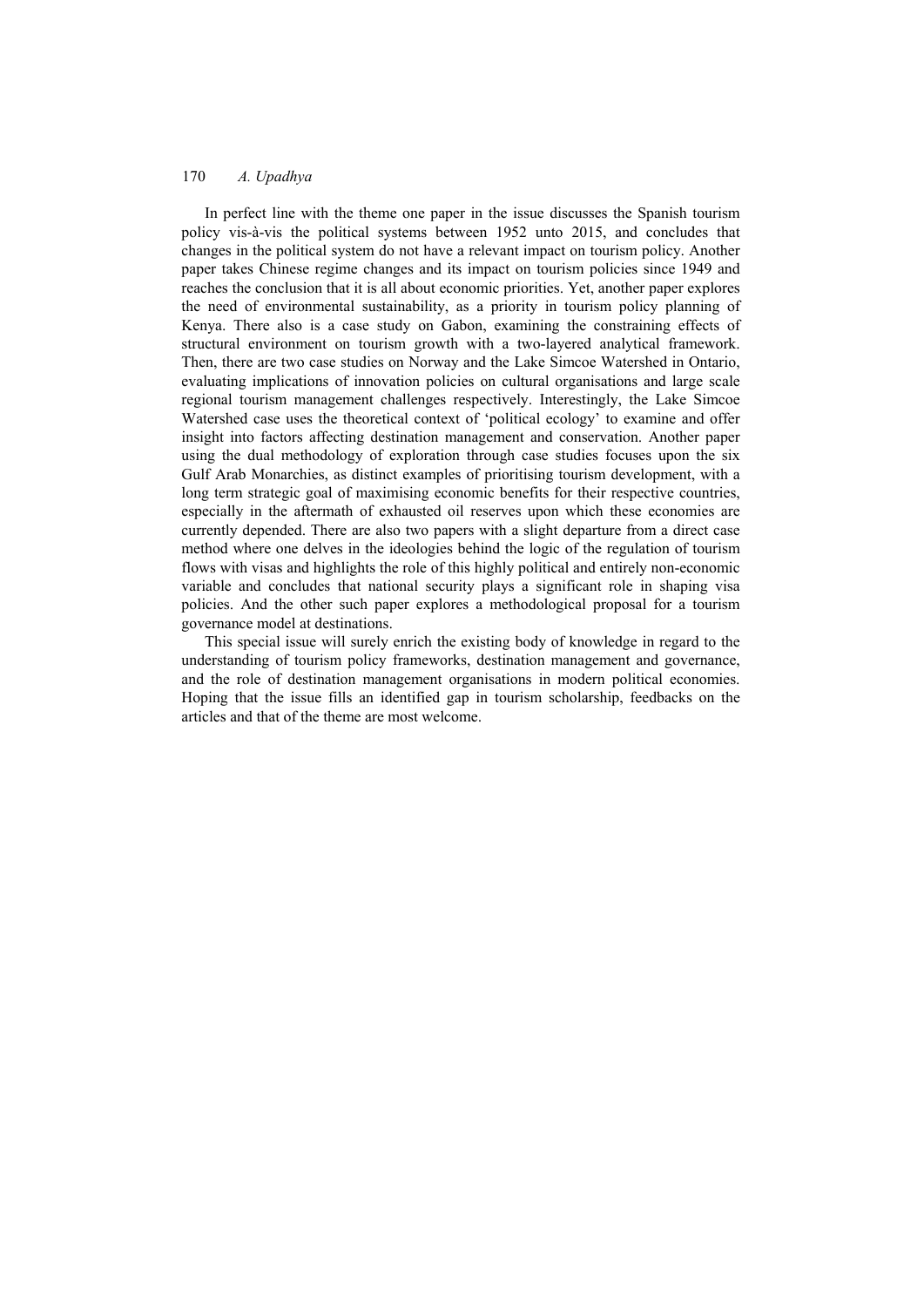In perfect line with the theme one paper in the issue discusses the Spanish tourism policy vis-à-vis the political systems between 1952 unto 2015, and concludes that changes in the political system do not have a relevant impact on tourism policy. Another paper takes Chinese regime changes and its impact on tourism policies since 1949 and reaches the conclusion that it is all about economic priorities. Yet, another paper explores the need of environmental sustainability, as a priority in tourism policy planning of Kenya. There also is a case study on Gabon, examining the constraining effects of structural environment on tourism growth with a two-layered analytical framework. Then, there are two case studies on Norway and the Lake Simcoe Watershed in Ontario, evaluating implications of innovation policies on cultural organisations and large scale regional tourism management challenges respectively. Interestingly, the Lake Simcoe Watershed case uses the theoretical context of 'political ecology' to examine and offer insight into factors affecting destination management and conservation. Another paper using the dual methodology of exploration through case studies focuses upon the six Gulf Arab Monarchies, as distinct examples of prioritising tourism development, with a long term strategic goal of maximising economic benefits for their respective countries, especially in the aftermath of exhausted oil reserves upon which these economies are currently depended. There are also two papers with a slight departure from a direct case method where one delves in the ideologies behind the logic of the regulation of tourism flows with visas and highlights the role of this highly political and entirely non-economic variable and concludes that national security plays a significant role in shaping visa policies. And the other such paper explores a methodological proposal for a tourism governance model at destinations.

This special issue will surely enrich the existing body of knowledge in regard to the understanding of tourism policy frameworks, destination management and governance, and the role of destination management organisations in modern political economies. Hoping that the issue fills an identified gap in tourism scholarship, feedbacks on the articles and that of the theme are most welcome.